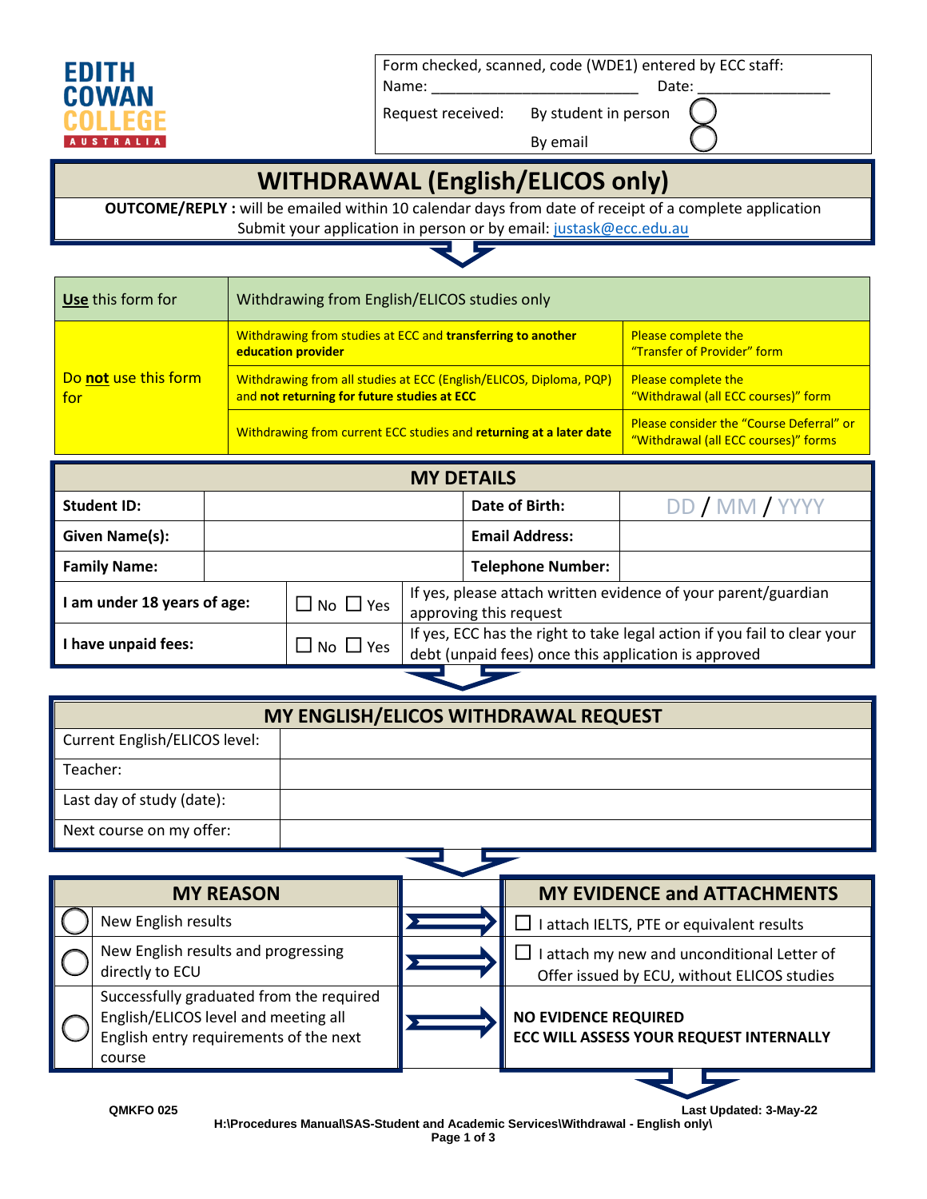EDITH COWAN COLLEGE AUSTRALIA

| Form checked, scanned, code (WDE1) entered by ECC staff: | |
|---|---|
| Name: ________________________ | Date: _______________ |
| Request received: By student in person | ◯ |
| By email | ◯ |

# WITHDRAWAL (English/ELICOS only)

**OUTCOME/REPLY :** will be emailed within 10 calendar days from date of receipt of a complete application
Submit your application in person or by email: justask@ecc.edu.au

| **Use** this form for | Withdrawing from English/ELICOS studies only | |
|---|---|---|
| Do **not** use this form for | Withdrawing from studies at ECC and **transferring to another education provider** | Please complete the "Transfer of Provider" form |
| | Withdrawing from all studies at ECC (English/ELICOS, Diploma, PQP) and **not returning for future studies at ECC** | Please complete the "Withdrawal (all ECC courses)" form |
| | Withdrawing from current ECC studies and **returning at a later date** | Please consider the "Course Deferral" or "Withdrawal (all ECC courses)" forms |

## MY DETAILS

| | | | |
|---|---|---|---|
| **Student ID:** | | **Date of Birth:** | DD / MM / YYYY |
| **Given Name(s):** | | **Email Address:** | |
| **Family Name:** | | **Telephone Number:** | |

| | | |
|---|---|---|
| **I am under 18 years of age:** | ☐ No ☐ Yes | If yes, please attach written evidence of your parent/guardian approving this request |
| **I have unpaid fees:** | ☐ No ☐ Yes | If yes, ECC has the right to take legal action if you fail to clear your debt (unpaid fees) once this application is approved |

## MY ENGLISH/ELICOS WITHDRAWAL REQUEST

| | |
|---|---|
| Current English/ELICOS level: | |
| Teacher: | |
| Last day of study (date): | |
| Next course on my offer: | |

| MY REASON | MY EVIDENCE and ATTACHMENTS |
|---|---|
| ◯ New English results | ☐ I attach IELTS, PTE or equivalent results |
| ◯ New English results and progressing directly to ECU | ☐ I attach my new and unconditional Letter of Offer issued by ECU, without ELICOS studies |
| ◯ Successfully graduated from the required English/ELICOS level and meeting all English entry requirements of the next course | **NO EVIDENCE REQUIRED** **ECC WILL ASSESS YOUR REQUEST INTERNALLY** |

QMKFO 025 Last Updated: 3-May-22
H:\Procedures Manual\SAS-Student and Academic Services\Withdrawal - English only\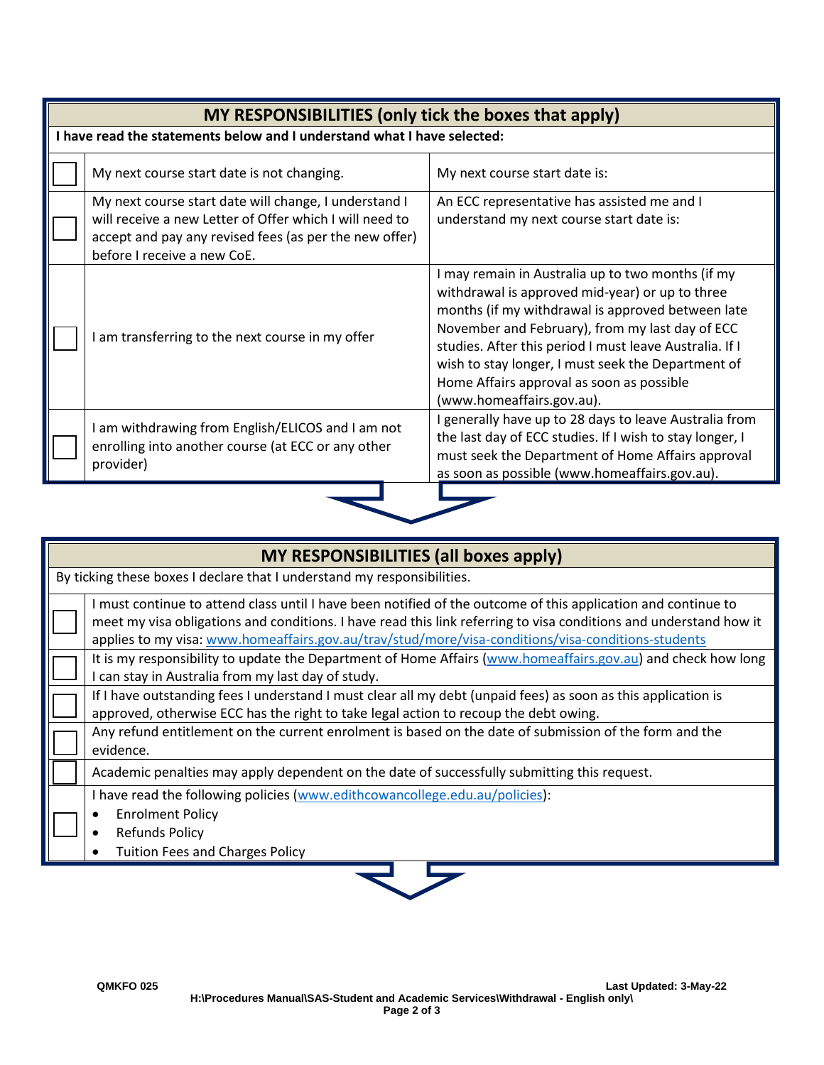## MY RESPONSIBILITIES (only tick the boxes that apply)

**I have read the statements below and I understand what I have selected:**

| | | |
|---|---|---|
| ☐ | My next course start date is not changing. | My next course start date is: |
| ☐ | My next course start date will change, I understand I will receive a new Letter of Offer which I will need to accept and pay any revised fees (as per the new offer) before I receive a new CoE. | An ECC representative has assisted me and I understand my next course start date is: |
| ☐ | I am transferring to the next course in my offer | I may remain in Australia up to two months (if my withdrawal is approved mid-year) or up to three months (if my withdrawal is approved between late November and February), from my last day of ECC studies. After this period I must leave Australia. If I wish to stay longer, I must seek the Department of Home Affairs approval as soon as possible (www.homeaffairs.gov.au). |
| ☐ | I am withdrawing from English/ELICOS and I am not enrolling into another course (at ECC or any other provider) | I generally have up to 28 days to leave Australia from the last day of ECC studies. If I wish to stay longer, I must seek the Department of Home Affairs approval as soon as possible (www.homeaffairs.gov.au). |

## MY RESPONSIBILITIES (all boxes apply)

By ticking these boxes I declare that I understand my responsibilities.

| | |
|---|---|
| ☐ | I must continue to attend class until I have been notified of the outcome of this application and continue to meet my visa obligations and conditions. I have read this link referring to visa conditions and understand how it applies to my visa: www.homeaffairs.gov.au/trav/stud/more/visa-conditions/visa-conditions-students |
| ☐ | It is my responsibility to update the Department of Home Affairs (www.homeaffairs.gov.au) and check how long I can stay in Australia from my last day of study. |
| ☐ | If I have outstanding fees I understand I must clear all my debt (unpaid fees) as soon as this application is approved, otherwise ECC has the right to take legal action to recoup the debt owing. |
| ☐ | Any refund entitlement on the current enrolment is based on the date of submission of the form and the evidence. |
| ☐ | Academic penalties may apply dependent on the date of successfully submitting this request. |
| ☐ | I have read the following policies (www.edithcowancollege.edu.au/policies): <br>• Enrolment Policy <br>• Refunds Policy <br>• Tuition Fees and Charges Policy |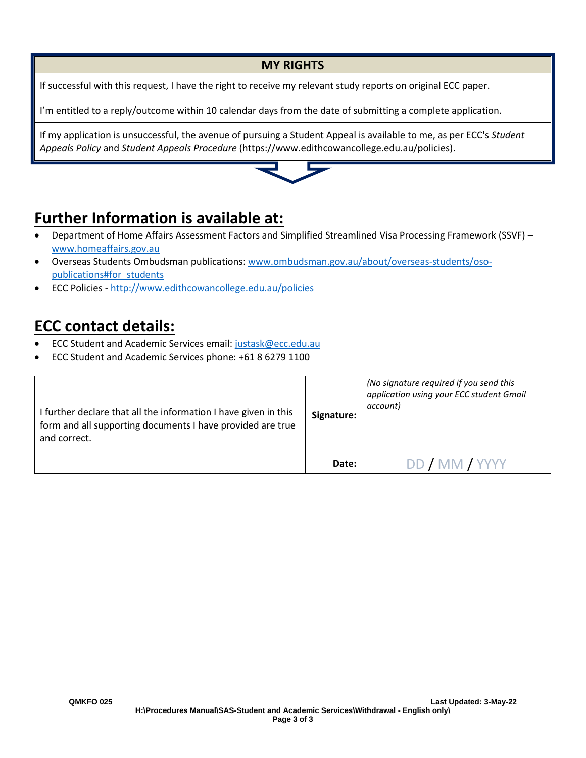| MY RIGHTS |
|---|
| If successful with this request, I have the right to receive my relevant study reports on original ECC paper. |
| I'm entitled to a reply/outcome within 10 calendar days from the date of submitting a complete application. |
| If my application is unsuccessful, the avenue of pursuing a Student Appeal is available to me, as per ECC's *Student Appeals Policy* and *Student Appeals Procedure* (https://www.edithcowancollege.edu.au/policies). |

## Further Information is available at:

- Department of Home Affairs Assessment Factors and Simplified Streamlined Visa Processing Framework (SSVF) – www.homeaffairs.gov.au
- Overseas Students Ombudsman publications: www.ombudsman.gov.au/about/overseas-students/oso-publications#for_students
- ECC Policies - http://www.edithcowancollege.edu.au/policies

## ECC contact details:

- ECC Student and Academic Services email: justask@ecc.edu.au
- ECC Student and Academic Services phone: +61 8 6279 1100

| | | |
|---|---|---|
| I further declare that all the information I have given in this form and all supporting documents I have provided are true and correct. | **Signature:** | *(No signature required if you send this application using your ECC student Gmail account)* |
| | **Date:** | DD / MM / YYYY |

QMKFO 025 Last Updated: 3-May-22
H:\Procedures Manual\SAS-Student and Academic Services\Withdrawal - English only\